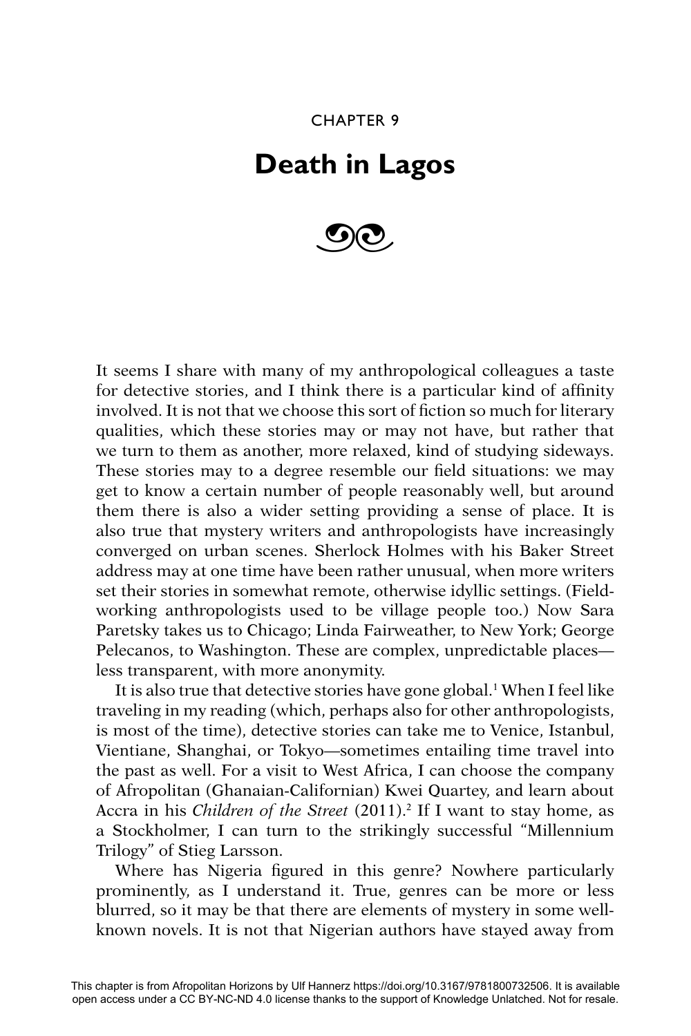CHAPTER 9

# Death in Lagos

It seems I share with many of my anthropological colleagues a taste for detective stories, and I think there is a particular kind of affinity involved. It is not that we choose this sort of fiction so much for literary qualities, which these stories may or may not have, but rather that we turn to them as another, more relaxed, kind of studying sideways. These stories may to a degree resemble our field situations: we may get to know a certain number of people reasonably well, but around them there is also a wider setting providing a sense of place. It is also true that mystery writers and anthropologists have increasingly converged on urban scenes. Sherlock Holmes with his Baker Street address may at one time have been rather unusual, when more writers set their stories in somewhat remote, otherwise idyllic settings. (Field-working anthropologists used to be village people too.) Now Sara Paretsky takes us to Chicago; Linda Fairweather, to New York; George Pelecanos, to Washington. These are complex, unpredictable places—less transparent, with more anonymity.

It is also true that detective stories have gone global.[1] When I feel like traveling in my reading (which, perhaps also for other anthropologists, is most of the time), detective stories can take me to Venice, Istanbul, Vientiane, Shanghai, or Tokyo—sometimes entailing time travel into the past as well. For a visit to West Africa, I can choose the company of Afropolitan (Ghanaian-Californian) Kwei Quartey, and learn about Accra in his *Children of the Street* (2011).[2] If I want to stay home, as a Stockholmer, I can turn to the strikingly successful "Millennium Trilogy" of Stieg Larsson.

Where has Nigeria figured in this genre? Nowhere particularly prominently, as I understand it. True, genres can be more or less blurred, so it may be that there are elements of mystery in some well-known novels. It is not that Nigerian authors have stayed away from

This chapter is from Afropolitan Horizons by Ulf Hannerz https://doi.org/10.3167/9781800732506. It is available open access under a CC BY-NC-ND 4.0 license thanks to the support of Knowledge Unlatched. Not for resale.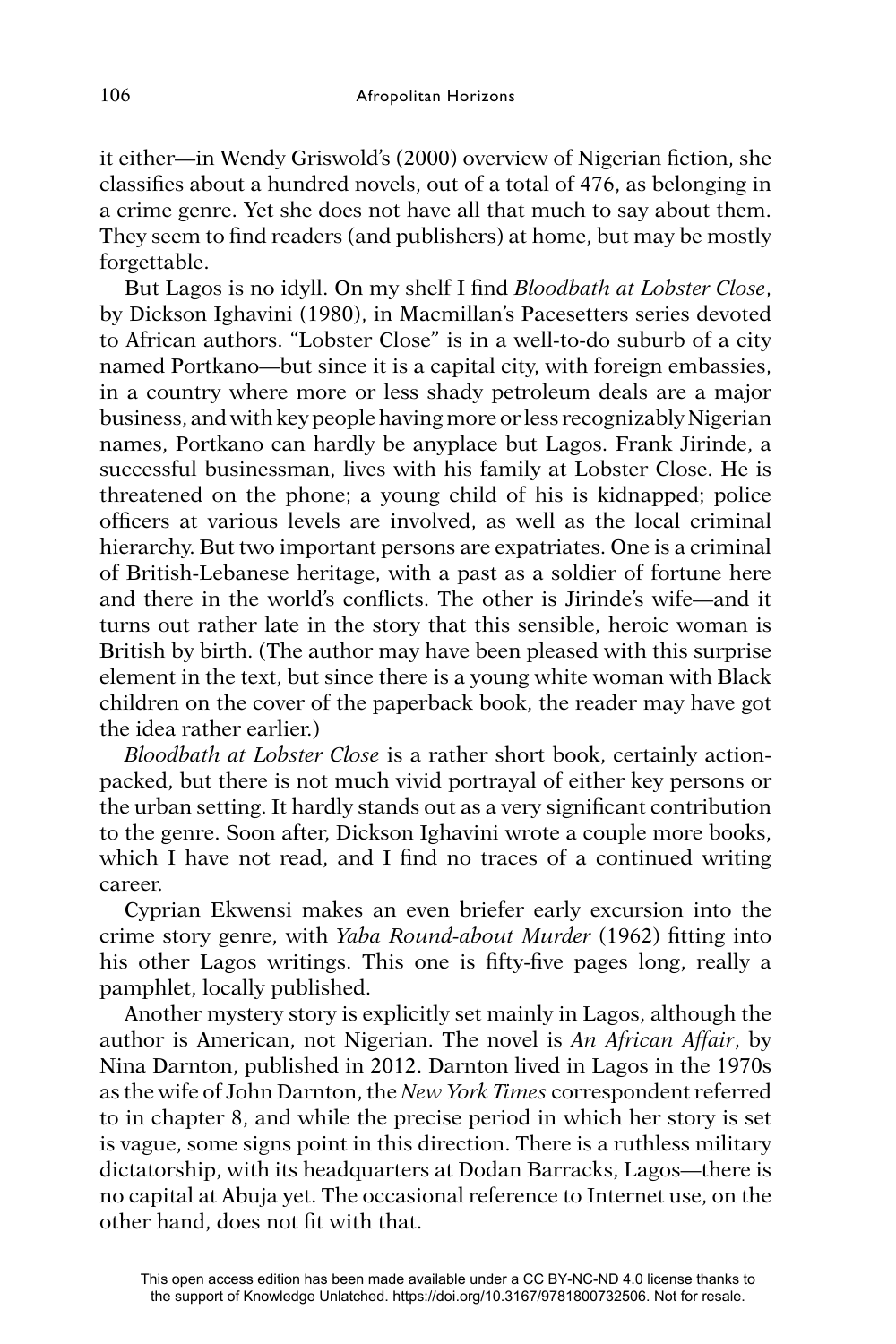it either—in Wendy Griswold's (2000) overview of Nigerian fiction, she classifies about a hundred novels, out of a total of 476, as belonging in a crime genre. Yet she does not have all that much to say about them. They seem to find readers (and publishers) at home, but may be mostly forgettable.

But Lagos is no idyll. On my shelf I find *Bloodbath at Lobster Close*, by Dickson Ighavini (1980), in Macmillan's Pacesetters series devoted to African authors. "Lobster Close" is in a well-to-do suburb of a city named Portkano—but since it is a capital city, with foreign embassies, in a country where more or less shady petroleum deals are a major business, and with key people having more or less recognizably Nigerian names, Portkano can hardly be anyplace but Lagos. Frank Jirinde, a successful businessman, lives with his family at Lobster Close. He is threatened on the phone; a young child of his is kidnapped; police officers at various levels are involved, as well as the local criminal hierarchy. But two important persons are expatriates. One is a criminal of British-Lebanese heritage, with a past as a soldier of fortune here and there in the world's conflicts. The other is Jirinde's wife—and it turns out rather late in the story that this sensible, heroic woman is British by birth. (The author may have been pleased with this surprise element in the text, but since there is a young white woman with Black children on the cover of the paperback book, the reader may have got the idea rather earlier.)

*Bloodbath at Lobster Close* is a rather short book, certainly action-packed, but there is not much vivid portrayal of either key persons or the urban setting. It hardly stands out as a very significant contribution to the genre. Soon after, Dickson Ighavini wrote a couple more books, which I have not read, and I find no traces of a continued writing career.

Cyprian Ekwensi makes an even briefer early excursion into the crime story genre, with *Yaba Round-about Murder* (1962) fitting into his other Lagos writings. This one is fifty-five pages long, really a pamphlet, locally published.

Another mystery story is explicitly set mainly in Lagos, although the author is American, not Nigerian. The novel is *An African Affair*, by Nina Darnton, published in 2012. Darnton lived in Lagos in the 1970s as the wife of John Darnton, the *New York Times* correspondent referred to in chapter 8, and while the precise period in which her story is set is vague, some signs point in this direction. There is a ruthless military dictatorship, with its headquarters at Dodan Barracks, Lagos—there is no capital at Abuja yet. The occasional reference to Internet use, on the other hand, does not fit with that.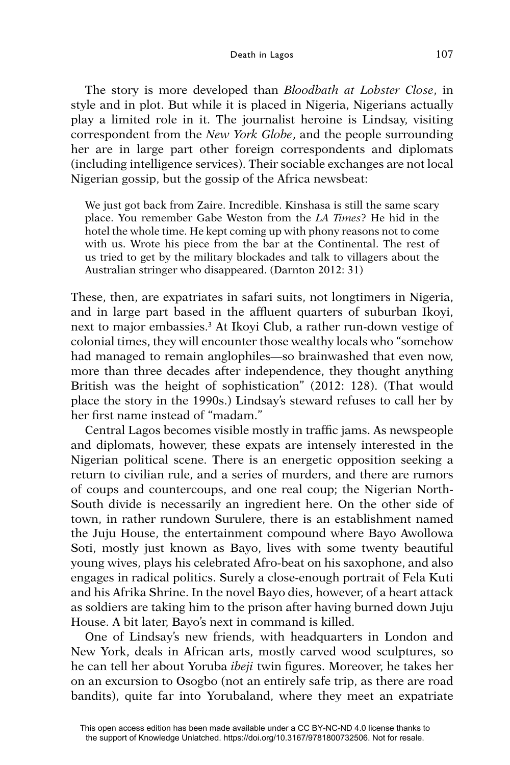The story is more developed than *Bloodbath at Lobster Close*, in style and in plot. But while it is placed in Nigeria, Nigerians actually play a limited role in it. The journalist heroine is Lindsay, visiting correspondent from the *New York Globe*, and the people surrounding her are in large part other foreign correspondents and diplomats (including intelligence services). Their sociable exchanges are not local Nigerian gossip, but the gossip of the Africa newsbeat:

> We just got back from Zaire. Incredible. Kinshasa is still the same scary place. You remember Gabe Weston from the *LA Times*? He hid in the hotel the whole time. He kept coming up with phony reasons not to come with us. Wrote his piece from the bar at the Continental. The rest of us tried to get by the military blockades and talk to villagers about the Australian stringer who disappeared. (Darnton 2012: 31)

These, then, are expatriates in safari suits, not longtimers in Nigeria, and in large part based in the affluent quarters of suburban Ikoyi, next to major embassies.[3] At Ikoyi Club, a rather run-down vestige of colonial times, they will encounter those wealthy locals who "somehow had managed to remain anglophiles—so brainwashed that even now, more than three decades after independence, they thought anything British was the height of sophistication" (2012: 128). (That would place the story in the 1990s.) Lindsay's steward refuses to call her by her first name instead of "madam."

Central Lagos becomes visible mostly in traffic jams. As newspeople and diplomats, however, these expats are intensely interested in the Nigerian political scene. There is an energetic opposition seeking a return to civilian rule, and a series of murders, and there are rumors of coups and countercoups, and one real coup; the Nigerian North-South divide is necessarily an ingredient here. On the other side of town, in rather rundown Surulere, there is an establishment named the Juju House, the entertainment compound where Bayo Awollowa Soti, mostly just known as Bayo, lives with some twenty beautiful young wives, plays his celebrated Afro-beat on his saxophone, and also engages in radical politics. Surely a close-enough portrait of Fela Kuti and his Afrika Shrine. In the novel Bayo dies, however, of a heart attack as soldiers are taking him to the prison after having burned down Juju House. A bit later, Bayo's next in command is killed.

One of Lindsay's new friends, with headquarters in London and New York, deals in African arts, mostly carved wood sculptures, so he can tell her about Yoruba *ibeji* twin figures. Moreover, he takes her on an excursion to Osogbo (not an entirely safe trip, as there are road bandits), quite far into Yorubaland, where they meet an expatriate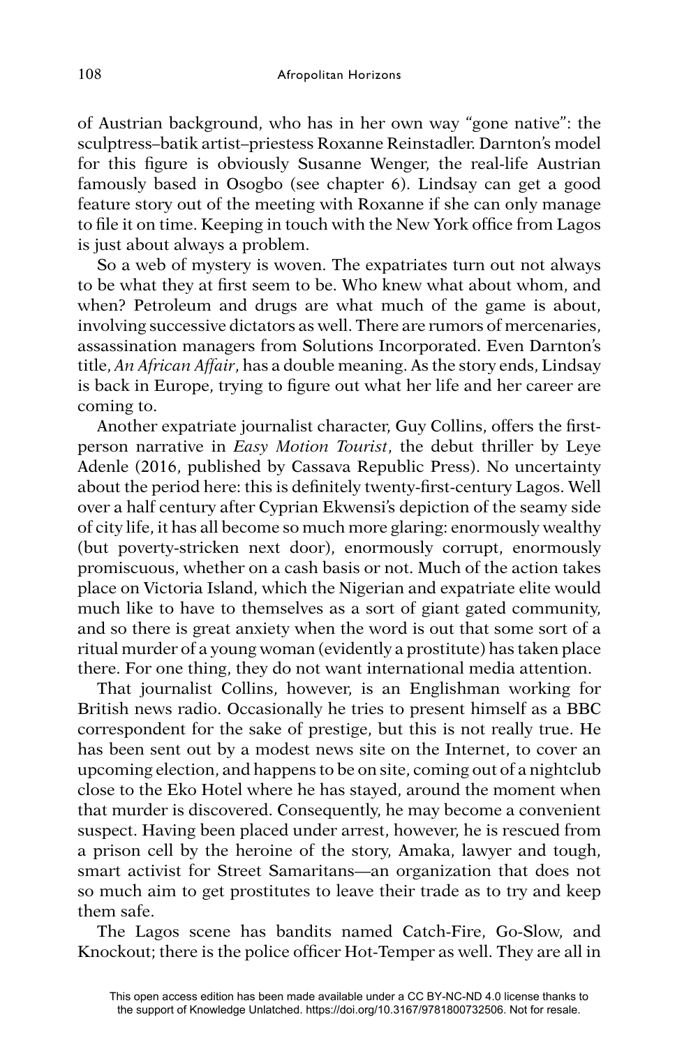of Austrian background, who has in her own way "gone native": the sculptress–batik artist–priestess Roxanne Reinstadler. Darnton's model for this figure is obviously Susanne Wenger, the real-life Austrian famously based in Osogbo (see chapter 6). Lindsay can get a good feature story out of the meeting with Roxanne if she can only manage to file it on time. Keeping in touch with the New York office from Lagos is just about always a problem.

So a web of mystery is woven. The expatriates turn out not always to be what they at first seem to be. Who knew what about whom, and when? Petroleum and drugs are what much of the game is about, involving successive dictators as well. There are rumors of mercenaries, assassination managers from Solutions Incorporated. Even Darnton's title, *An African Affair*, has a double meaning. As the story ends, Lindsay is back in Europe, trying to figure out what her life and her career are coming to.

Another expatriate journalist character, Guy Collins, offers the first-person narrative in *Easy Motion Tourist*, the debut thriller by Leye Adenle (2016, published by Cassava Republic Press). No uncertainty about the period here: this is definitely twenty-first-century Lagos. Well over a half century after Cyprian Ekwensi's depiction of the seamy side of city life, it has all become so much more glaring: enormously wealthy (but poverty-stricken next door), enormously corrupt, enormously promiscuous, whether on a cash basis or not. Much of the action takes place on Victoria Island, which the Nigerian and expatriate elite would much like to have to themselves as a sort of giant gated community, and so there is great anxiety when the word is out that some sort of a ritual murder of a young woman (evidently a prostitute) has taken place there. For one thing, they do not want international media attention.

That journalist Collins, however, is an Englishman working for British news radio. Occasionally he tries to present himself as a BBC correspondent for the sake of prestige, but this is not really true. He has been sent out by a modest news site on the Internet, to cover an upcoming election, and happens to be on site, coming out of a nightclub close to the Eko Hotel where he has stayed, around the moment when that murder is discovered. Consequently, he may become a convenient suspect. Having been placed under arrest, however, he is rescued from a prison cell by the heroine of the story, Amaka, lawyer and tough, smart activist for Street Samaritans—an organization that does not so much aim to get prostitutes to leave their trade as to try and keep them safe.

The Lagos scene has bandits named Catch-Fire, Go-Slow, and Knockout; there is the police officer Hot-Temper as well. They are all in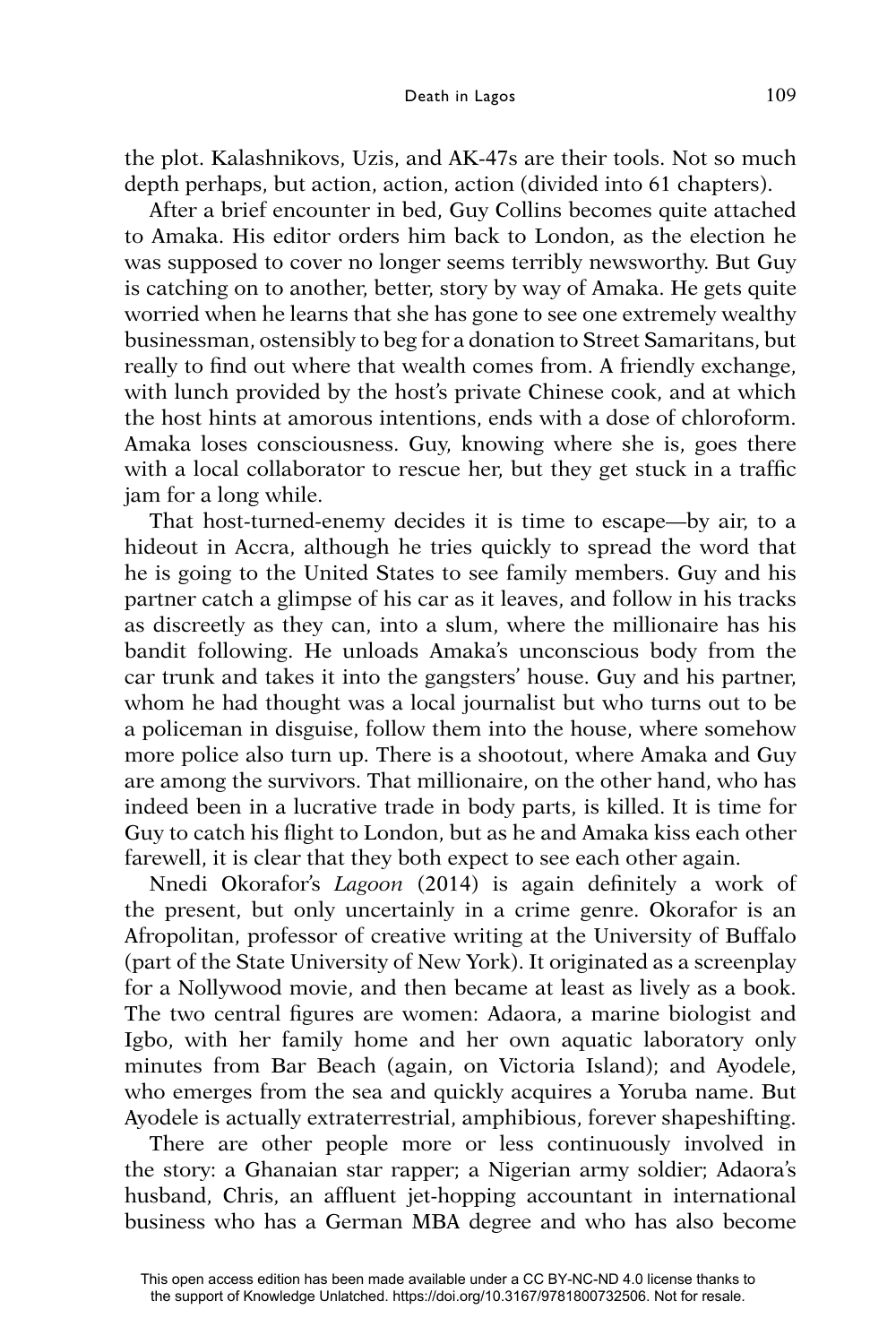the plot. Kalashnikovs, Uzis, and AK-47s are their tools. Not so much depth perhaps, but action, action, action (divided into 61 chapters).

After a brief encounter in bed, Guy Collins becomes quite attached to Amaka. His editor orders him back to London, as the election he was supposed to cover no longer seems terribly newsworthy. But Guy is catching on to another, better, story by way of Amaka. He gets quite worried when he learns that she has gone to see one extremely wealthy businessman, ostensibly to beg for a donation to Street Samaritans, but really to find out where that wealth comes from. A friendly exchange, with lunch provided by the host's private Chinese cook, and at which the host hints at amorous intentions, ends with a dose of chloroform. Amaka loses consciousness. Guy, knowing where she is, goes there with a local collaborator to rescue her, but they get stuck in a traffic jam for a long while.

That host-turned-enemy decides it is time to escape—by air, to a hideout in Accra, although he tries quickly to spread the word that he is going to the United States to see family members. Guy and his partner catch a glimpse of his car as it leaves, and follow in his tracks as discreetly as they can, into a slum, where the millionaire has his bandit following. He unloads Amaka's unconscious body from the car trunk and takes it into the gangsters' house. Guy and his partner, whom he had thought was a local journalist but who turns out to be a policeman in disguise, follow them into the house, where somehow more police also turn up. There is a shootout, where Amaka and Guy are among the survivors. That millionaire, on the other hand, who has indeed been in a lucrative trade in body parts, is killed. It is time for Guy to catch his flight to London, but as he and Amaka kiss each other farewell, it is clear that they both expect to see each other again.

Nnedi Okorafor's *Lagoon* (2014) is again definitely a work of the present, but only uncertainly in a crime genre. Okorafor is an Afropolitan, professor of creative writing at the University of Buffalo (part of the State University of New York). It originated as a screenplay for a Nollywood movie, and then became at least as lively as a book. The two central figures are women: Adaora, a marine biologist and Igbo, with her family home and her own aquatic laboratory only minutes from Bar Beach (again, on Victoria Island); and Ayodele, who emerges from the sea and quickly acquires a Yoruba name. But Ayodele is actually extraterrestrial, amphibious, forever shapeshifting.

There are other people more or less continuously involved in the story: a Ghanaian star rapper; a Nigerian army soldier; Adaora's husband, Chris, an affluent jet-hopping accountant in international business who has a German MBA degree and who has also become

This open access edition has been made available under a CC BY-NC-ND 4.0 license thanks to the support of Knowledge Unlatched. https://doi.org/10.3167/9781800732506. Not for resale.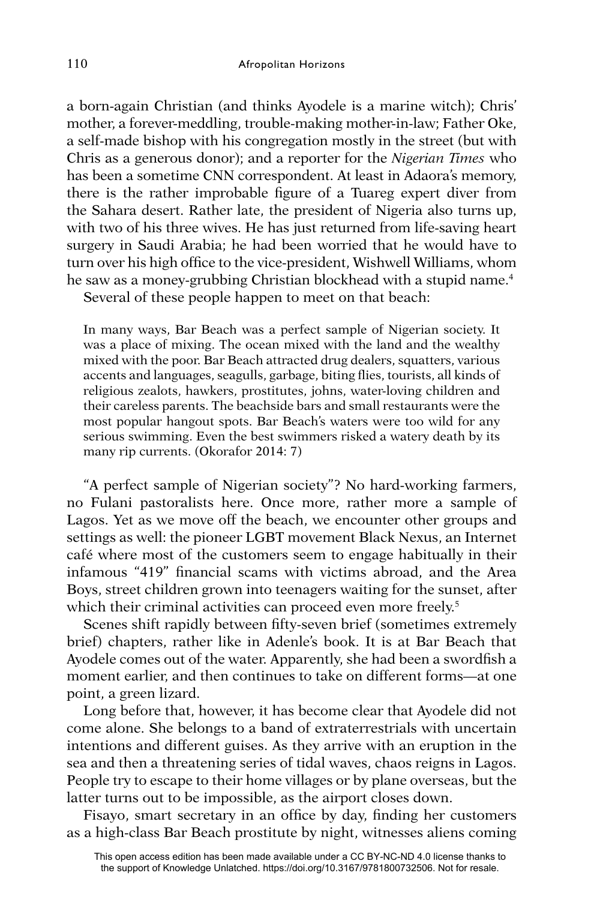a born-again Christian (and thinks Ayodele is a marine witch); Chris' mother, a forever-meddling, trouble-making mother-in-law; Father Oke, a self-made bishop with his congregation mostly in the street (but with Chris as a generous donor); and a reporter for the *Nigerian Times* who has been a sometime CNN correspondent. At least in Adaora's memory, there is the rather improbable figure of a Tuareg expert diver from the Sahara desert. Rather late, the president of Nigeria also turns up, with two of his three wives. He has just returned from life-saving heart surgery in Saudi Arabia; he had been worried that he would have to turn over his high office to the vice-president, Wishwell Williams, whom he saw as a money-grubbing Christian blockhead with a stupid name.[4]

Several of these people happen to meet on that beach:

> In many ways, Bar Beach was a perfect sample of Nigerian society. It was a place of mixing. The ocean mixed with the land and the wealthy mixed with the poor. Bar Beach attracted drug dealers, squatters, various accents and languages, seagulls, garbage, biting flies, tourists, all kinds of religious zealots, hawkers, prostitutes, johns, water-loving children and their careless parents. The beachside bars and small restaurants were the most popular hangout spots. Bar Beach's waters were too wild for any serious swimming. Even the best swimmers risked a watery death by its many rip currents. (Okorafor 2014: 7)

"A perfect sample of Nigerian society"? No hard-working farmers, no Fulani pastoralists here. Once more, rather more a sample of Lagos. Yet as we move off the beach, we encounter other groups and settings as well: the pioneer LGBT movement Black Nexus, an Internet café where most of the customers seem to engage habitually in their infamous "419" financial scams with victims abroad, and the Area Boys, street children grown into teenagers waiting for the sunset, after which their criminal activities can proceed even more freely.[5]

Scenes shift rapidly between fifty-seven brief (sometimes extremely brief) chapters, rather like in Adenle's book. It is at Bar Beach that Ayodele comes out of the water. Apparently, she had been a swordfish a moment earlier, and then continues to take on different forms—at one point, a green lizard.

Long before that, however, it has become clear that Ayodele did not come alone. She belongs to a band of extraterrestrials with uncertain intentions and different guises. As they arrive with an eruption in the sea and then a threatening series of tidal waves, chaos reigns in Lagos. People try to escape to their home villages or by plane overseas, but the latter turns out to be impossible, as the airport closes down.

Fisayo, smart secretary in an office by day, finding her customers as a high-class Bar Beach prostitute by night, witnesses aliens coming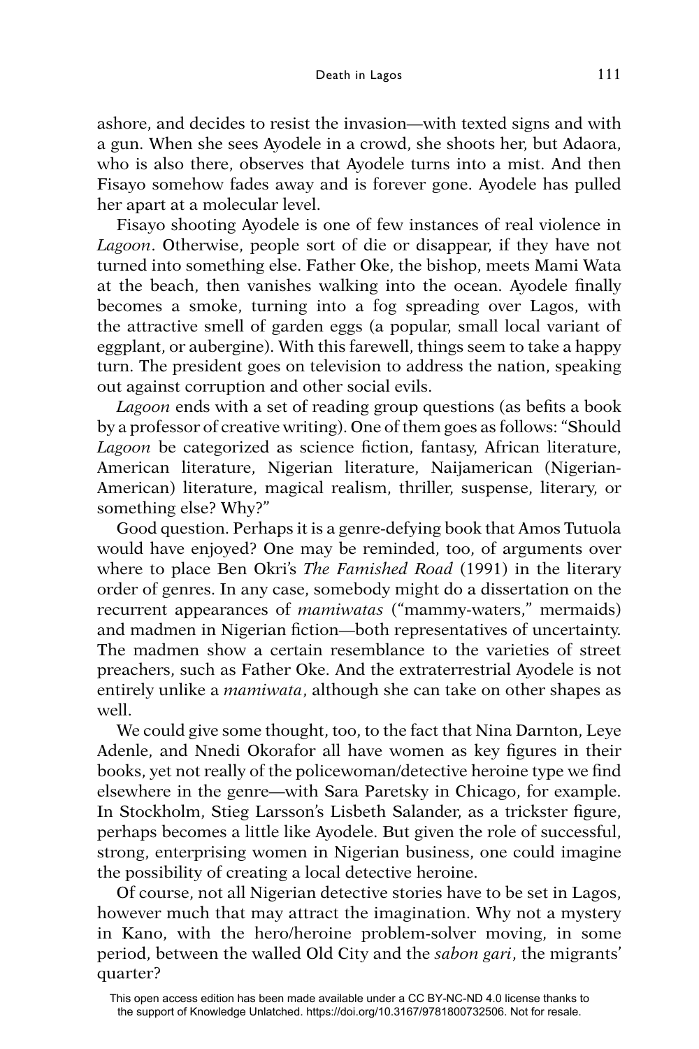ashore, and decides to resist the invasion—with texted signs and with a gun. When she sees Ayodele in a crowd, she shoots her, but Adaora, who is also there, observes that Ayodele turns into a mist. And then Fisayo somehow fades away and is forever gone. Ayodele has pulled her apart at a molecular level.

Fisayo shooting Ayodele is one of few instances of real violence in *Lagoon*. Otherwise, people sort of die or disappear, if they have not turned into something else. Father Oke, the bishop, meets Mami Wata at the beach, then vanishes walking into the ocean. Ayodele finally becomes a smoke, turning into a fog spreading over Lagos, with the attractive smell of garden eggs (a popular, small local variant of eggplant, or aubergine). With this farewell, things seem to take a happy turn. The president goes on television to address the nation, speaking out against corruption and other social evils.

*Lagoon* ends with a set of reading group questions (as befits a book by a professor of creative writing). One of them goes as follows: "Should *Lagoon* be categorized as science fiction, fantasy, African literature, American literature, Nigerian literature, Naijamerican (Nigerian-American) literature, magical realism, thriller, suspense, literary, or something else? Why?"

Good question. Perhaps it is a genre-defying book that Amos Tutuola would have enjoyed? One may be reminded, too, of arguments over where to place Ben Okri's *The Famished Road* (1991) in the literary order of genres. In any case, somebody might do a dissertation on the recurrent appearances of *mamiwatas* ("mammy-waters," mermaids) and madmen in Nigerian fiction—both representatives of uncertainty. The madmen show a certain resemblance to the varieties of street preachers, such as Father Oke. And the extraterrestrial Ayodele is not entirely unlike a *mamiwata*, although she can take on other shapes as well.

We could give some thought, too, to the fact that Nina Darnton, Leye Adenle, and Nnedi Okorafor all have women as key figures in their books, yet not really of the policewoman/detective heroine type we find elsewhere in the genre—with Sara Paretsky in Chicago, for example. In Stockholm, Stieg Larsson's Lisbeth Salander, as a trickster figure, perhaps becomes a little like Ayodele. But given the role of successful, strong, enterprising women in Nigerian business, one could imagine the possibility of creating a local detective heroine.

Of course, not all Nigerian detective stories have to be set in Lagos, however much that may attract the imagination. Why not a mystery in Kano, with the hero/heroine problem-solver moving, in some period, between the walled Old City and the *sabon gari*, the migrants' quarter?

This open access edition has been made available under a CC BY-NC-ND 4.0 license thanks to the support of Knowledge Unlatched. https://doi.org/10.3167/9781800732506. Not for resale.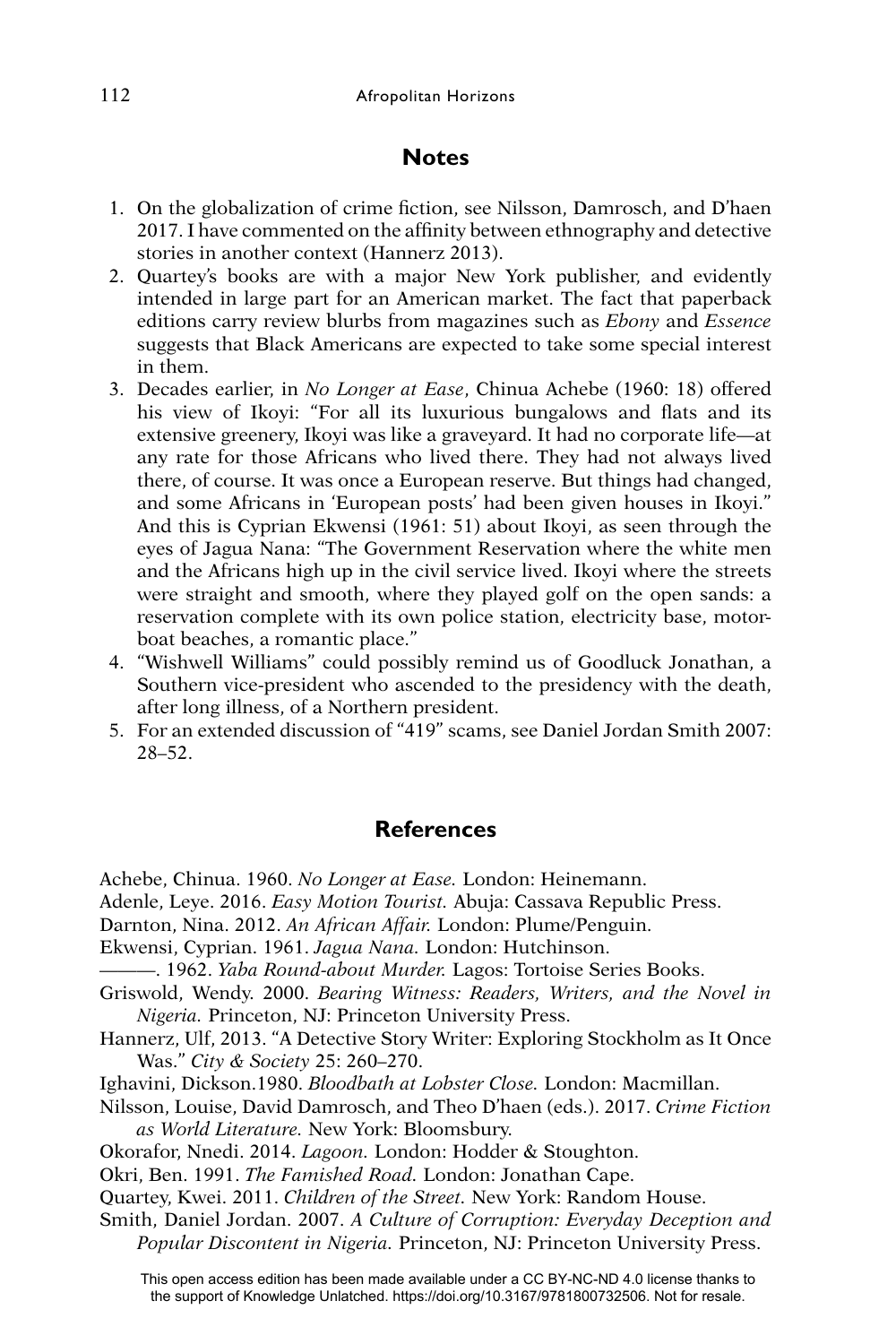## Notes

1. On the globalization of crime fiction, see Nilsson, Damrosch, and D'haen 2017. I have commented on the affinity between ethnography and detective stories in another context (Hannerz 2013).
2. Quartey's books are with a major New York publisher, and evidently intended in large part for an American market. The fact that paperback editions carry review blurbs from magazines such as *Ebony* and *Essence* suggests that Black Americans are expected to take some special interest in them.
3. Decades earlier, in *No Longer at Ease*, Chinua Achebe (1960: 18) offered his view of Ikoyi: "For all its luxurious bungalows and flats and its extensive greenery, Ikoyi was like a graveyard. It had no corporate life—at any rate for those Africans who lived there. They had not always lived there, of course. It was once a European reserve. But things had changed, and some Africans in 'European posts' had been given houses in Ikoyi." And this is Cyprian Ekwensi (1961: 51) about Ikoyi, as seen through the eyes of Jagua Nana: "The Government Reservation where the white men and the Africans high up in the civil service lived. Ikoyi where the streets were straight and smooth, where they played golf on the open sands: a reservation complete with its own police station, electricity base, motor-boat beaches, a romantic place."
4. "Wishwell Williams" could possibly remind us of Goodluck Jonathan, a Southern vice-president who ascended to the presidency with the death, after long illness, of a Northern president.
5. For an extended discussion of "419" scams, see Daniel Jordan Smith 2007: 28–52.

## References

Achebe, Chinua. 1960. *No Longer at Ease.* London: Heinemann.

Adenle, Leye. 2016. *Easy Motion Tourist.* Abuja: Cassava Republic Press.

Darnton, Nina. 2012. *An African Affair.* London: Plume/Penguin.

Ekwensi, Cyprian. 1961. *Jagua Nana.* London: Hutchinson.

———. 1962. *Yaba Round-about Murder.* Lagos: Tortoise Series Books.

Griswold, Wendy. 2000. *Bearing Witness: Readers, Writers, and the Novel in Nigeria.* Princeton, NJ: Princeton University Press.

Hannerz, Ulf, 2013. "A Detective Story Writer: Exploring Stockholm as It Once Was." *City & Society* 25: 260–270.

Ighavini, Dickson.1980. *Bloodbath at Lobster Close.* London: Macmillan.

Nilsson, Louise, David Damrosch, and Theo D'haen (eds.). 2017. *Crime Fiction as World Literature.* New York: Bloomsbury.

Okorafor, Nnedi. 2014. *Lagoon.* London: Hodder & Stoughton.

Okri, Ben. 1991. *The Famished Road.* London: Jonathan Cape.

Quartey, Kwei. 2011. *Children of the Street.* New York: Random House.

Smith, Daniel Jordan. 2007. *A Culture of Corruption: Everyday Deception and Popular Discontent in Nigeria.* Princeton, NJ: Princeton University Press.

This open access edition has been made available under a CC BY-NC-ND 4.0 license thanks to the support of Knowledge Unlatched. https://doi.org/10.3167/9781800732506. Not for resale.